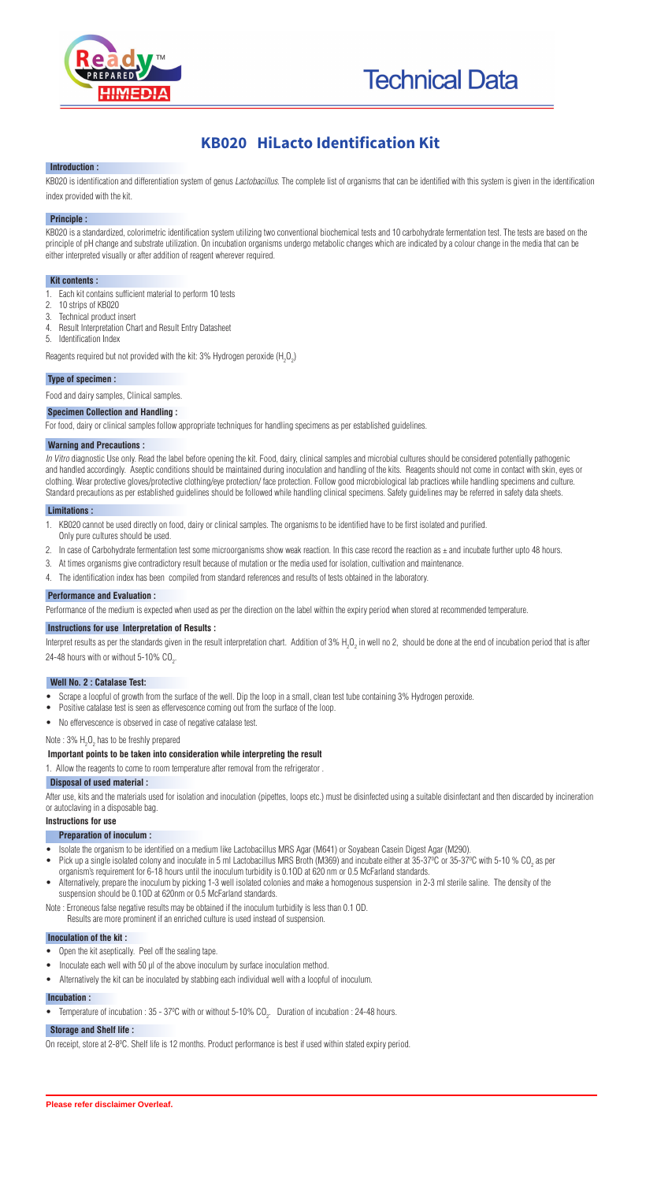# Technical Data

## KB020 HiLacto Identification Kit

### Introduction :

KB020 is identification and differentiation system of genus *Lactobacillus*. The complete list of organisms that can be identified with this system is given in the identification index provided with the kit.

### Principle :

KB020 is a standardized, colorimetric identification system utilizing two conventional biochemical tests and 10 carbohydrate fermentation test. The tests are based on the principle of pH change and substrate utilization. On incubation organisms undergo metabolic changes which are indicated by a colour change in the media that can be either interpreted visually or after addition of reagent wherever required.

### Kit contents :

1. Each kit contains sufficient material to perform 10 tests
2. 10 strips of KB020
3. Technical product insert
4. Result Interpretation Chart and Result Entry Datasheet
5. Identification Index

Reagents required but not provided with the kit: 3% Hydrogen peroxide ($H_2O_2$)

### Type of specimen :

Food and dairy samples, Clinical samples.

### Specimen Collection and Handling :

For food, dairy or clinical samples follow appropriate techniques for handling specimens as per established guidelines.

### Warning and Precautions :

*In Vitro* diagnostic Use only. Read the label before opening the kit. Food, dairy, clinical samples and microbial cultures should be considered potentially pathogenic and handled accordingly. Aseptic conditions should be maintained during inoculation and handling of the kits. Reagents should not come in contact with skin, eyes or clothing. Wear protective gloves/protective clothing/eye protection/ face protection. Follow good microbiological lab practices while handling specimens and culture. Standard precautions as per established guidelines should be followed while handling clinical specimens. Safety guidelines may be referred in safety data sheets.

### Limitations :

1. KB020 cannot be used directly on food, dairy or clinical samples. The organisms to be identified have to be first isolated and purified. Only pure cultures should be used.
2. In case of Carbohydrate fermentation test some microorganisms show weak reaction. In this case record the reaction as ± and incubate further upto 48 hours.
3. At times organisms give contradictory result because of mutation or the media used for isolation, cultivation and maintenance.
4. The identification index has been compiled from standard references and results of tests obtained in the laboratory.

### Performance and Evaluation :

Performance of the medium is expected when used as per the direction on the label within the expiry period when stored at recommended temperature.

### Instructions for use Interpretation of Results :

Interpret results as per the standards given in the result interpretation chart. Addition of 3% $H_2O_2$ in well no 2, should be done at the end of incubation period that is after 24-48 hours with or without 5-10% $CO_2$.

### Well No. 2 : Catalase Test:

- Scrape a loopful of growth from the surface of the well. Dip the loop in a small, clean test tube containing 3% Hydrogen peroxide.
- Positive catalase test is seen as effervescence coming out from the surface of the loop.
- No effervescence is observed in case of negative catalase test.

Note : 3% $H_2O_2$ has to be freshly prepared

**Important points to be taken into consideration while interpreting the result**

1. Allow the reagents to come to room temperature after removal from the refrigerator .

### Disposal of used material :

After use, kits and the materials used for isolation and inoculation (pipettes, loops etc.) must be disinfected using a suitable disinfectant and then discarded by incineration or autoclaving in a disposable bag.

### Instructions for use

#### Preparation of inoculum :

- Isolate the organism to be identified on a medium like Lactobacillus MRS Agar (M641) or Soyabean Casein Digest Agar (M290).
- Pick up a single isolated colony and inoculate in 5 ml Lactobacillus MRS Broth (M369) and incubate either at 35-37ºC or 35-37ºC with 5-10 % $CO_2$ as per organism's requirement for 6-18 hours until the inoculum turbidity is 0.1OD at 620 nm or 0.5 McFarland standards.
- Alternatively, prepare the inoculum by picking 1-3 well isolated colonies and make a homogenous suspension in 2-3 ml sterile saline. The density of the suspension should be 0.1OD at 620nm or 0.5 McFarland standards.

Note : Erroneous false negative results may be obtained if the inoculum turbidity is less than 0.1 OD. Results are more prominent if an enriched culture is used instead of suspension.

### Inoculation of the kit :

- Open the kit aseptically. Peel off the sealing tape.
- Inoculate each well with 50 µl of the above inoculum by surface inoculation method.
- Alternatively the kit can be inoculated by stabbing each individual well with a loopful of inoculum.

### Incubation :

- Temperature of incubation : 35 - 37ºC with or without 5-10% $CO_2$. Duration of incubation : 24-48 hours.

### Storage and Shelf life :

On receipt, store at 2-8ºC. Shelf life is 12 months. Product performance is best if used within stated expiry period.

**Please refer disclaimer Overleaf.**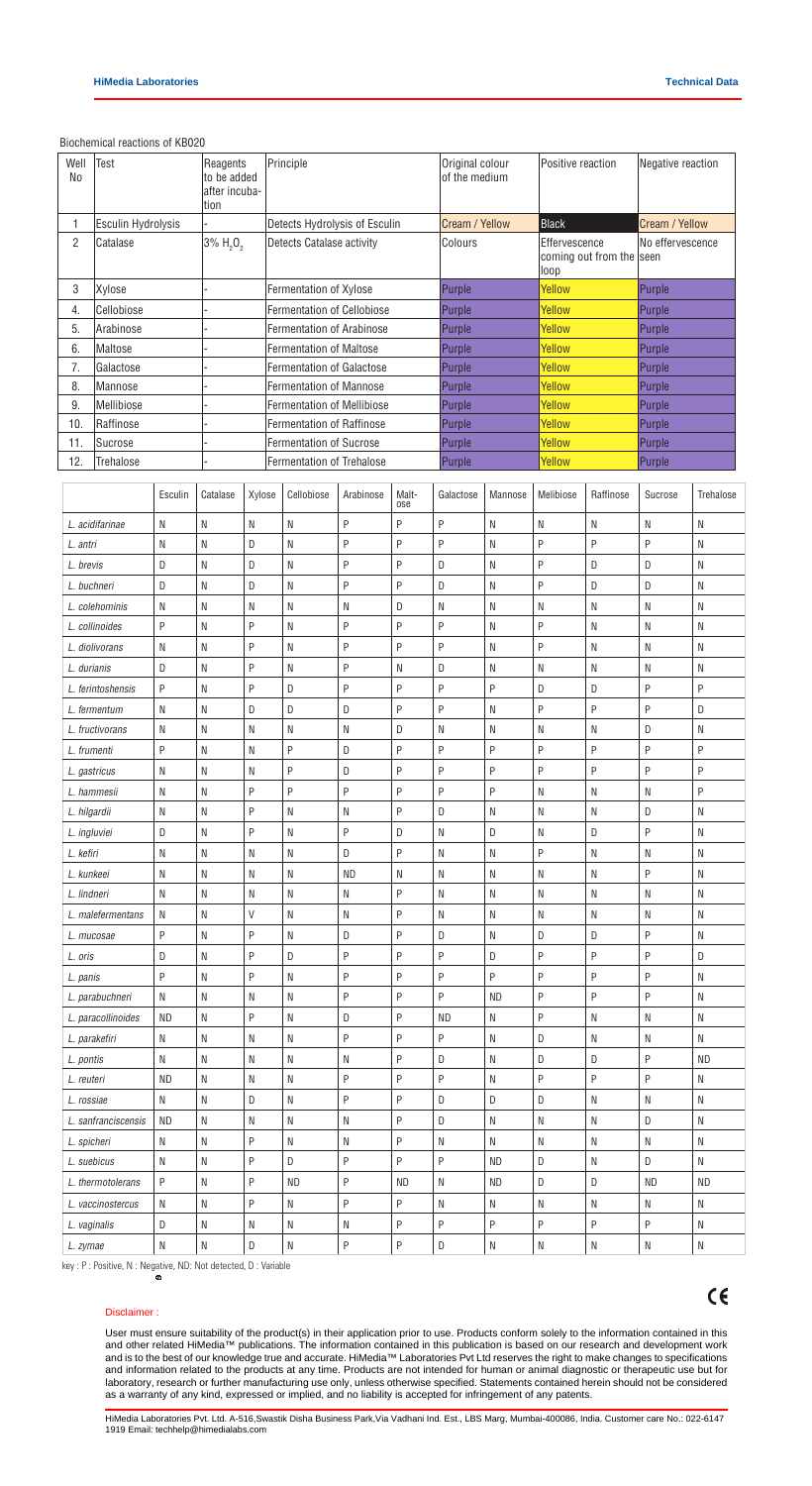Biochemical reactions of KB020

| Well No | Test | Reagents to be added after incubation | Principle | Original colour of the medium | Positive reaction | Negative reaction |
|---|---|---|---|---|---|---|
| 1 | Esculin Hydrolysis | - | Detects Hydrolysis of Esculin | Cream / Yellow | Black | Cream / Yellow |
| 2 | Catalase | 3% $H_2O_2$ | Detects Catalase activity | Colours | Effervescence coming out from the loop seen | No effervescence |
| 3 | Xylose | - | Fermentation of Xylose | Purple | Yellow | Purple |
| 4. | Cellobiose | - | Fermentation of Cellobiose | Purple | Yellow | Purple |
| 5. | Arabinose | - | Fermentation of Arabinose | Purple | Yellow | Purple |
| 6. | Maltose | - | Fermentation of Maltose | Purple | Yellow | Purple |
| 7. | Galactose | - | Fermentation of Galactose | Purple | Yellow | Purple |
| 8. | Mannose | - | Fermentation of Mannose | Purple | Yellow | Purple |
| 9. | Mellibiose | - | Fermentation of Mellibiose | Purple | Yellow | Purple |
| 10. | Raffinose | - | Fermentation of Raffinose | Purple | Yellow | Purple |
| 11. | Sucrose | - | Fermentation of Sucrose | Purple | Yellow | Purple |
| 12. | Trehalose | - | Fermentation of Trehalose | Purple | Yellow | Purple |

| | Esculin | Catalase | Xylose | Cellobiose | Arabinose | Maltose | Galactose | Mannose | Melibiose | Raffinose | Sucrose | Trehalose |
|---|---|---|---|---|---|---|---|---|---|---|---|---|
| *L. acidifarinae* | N | N | N | N | P | P | P | N | N | N | N | N |
| *L. antri* | N | N | D | N | P | P | P | N | P | P | P | N |
| *L. brevis* | D | N | D | N | P | P | D | N | P | D | D | N |
| *L. buchneri* | D | N | D | N | P | P | D | N | P | D | D | N |
| *L. colehominis* | N | N | N | N | N | D | N | N | N | N | N | N |
| *L. collinoides* | P | N | P | N | P | P | P | N | P | N | N | N |
| *L. diolivorans* | N | N | P | N | P | P | P | N | P | N | N | N |
| *L. durianis* | D | N | P | N | P | N | D | N | N | N | N | N |
| *L. ferintoshensis* | P | N | P | D | P | P | P | P | D | D | P | P |
| *L. fermentum* | N | N | D | D | D | P | P | N | P | P | P | D |
| *L. fructivorans* | N | N | N | N | N | D | N | N | N | N | D | N |
| *L. frumenti* | P | N | N | P | D | P | P | P | P | P | P | P |
| *L. gastricus* | N | N | N | P | D | P | P | P | P | P | P | P |
| *L. hammesii* | N | N | P | P | P | P | P | P | N | N | N | P |
| *L. hilgardii* | N | N | P | N | N | P | D | N | N | N | D | N |
| *L. ingluviei* | D | N | P | N | P | D | N | D | N | D | P | N |
| *L. kefiri* | N | N | N | N | D | P | N | N | P | N | N | N |
| *L. kunkeei* | N | N | N | N | ND | N | N | N | N | N | P | N |
| *L. lindneri* | N | N | N | N | N | P | N | N | N | N | N | N |
| *L. malefermentans* | N | N | V | N | N | P | N | N | N | N | N | N |
| *L. mucosae* | P | N | P | N | D | P | D | N | D | D | P | N |
| *L. oris* | D | N | P | D | P | P | P | D | P | P | P | D |
| *L. panis* | P | N | P | N | P | P | P | P | P | P | P | N |
| *L. parabuchneri* | N | N | N | N | P | P | P | ND | P | P | P | N |
| *L. paracollinoides* | ND | N | P | N | D | P | ND | N | P | N | N | N |
| *L. parakefiri* | N | N | N | N | P | P | P | N | D | N | N | N |
| *L. pontis* | N | N | N | N | N | P | D | N | D | D | P | ND |
| *L. reuteri* | ND | N | N | N | P | P | P | N | P | P | P | N |
| *L. rossiae* | N | N | D | N | P | P | D | D | D | N | N | N |
| *L. sanfranciscensis* | ND | N | N | N | N | P | D | N | N | N | D | N |
| *L. spicheri* | N | N | P | N | N | P | N | N | N | N | N | N |
| *L. suebicus* | N | N | P | D | P | P | P | ND | D | N | D | N |
| *L. thermotolerans* | P | N | P | ND | P | ND | N | ND | D | D | ND | ND |
| *L. vaccinostercus* | N | N | P | N | P | P | N | N | N | N | N | N |
| *L. vaginalis* | D | N | N | N | N | P | P | P | P | P | P | N |
| *L. zymae* | N | N | D | N | P | P | D | N | N | N | N | N |

key : P : Positive, N : Negative, ND: Not detected, D : Variable

Disclaimer :

User must ensure suitability of the product(s) in their application prior to use. Products conform solely to the information contained in this and other related HiMedia™ publications. The information contained in this publication is based on our research and development work and is to the best of our knowledge true and accurate. HiMedia™ Laboratories Pvt Ltd reserves the right to make changes to specifications and information related to the products at any time. Products are not intended for human or animal diagnostic or therapeutic use but for laboratory, research or further manufacturing use only, unless otherwise specified. Statements contained herein should not be considered as a warranty of any kind, expressed or implied, and no liability is accepted for infringement of any patents.

HiMedia Laboratories Pvt. Ltd. A-516,Swastik Disha Business Park,Via Vadhani Ind. Est., LBS Marg, Mumbai-400086, India. Customer care No.: 022-6147 1919 Email: techhelp@himedialabs.com